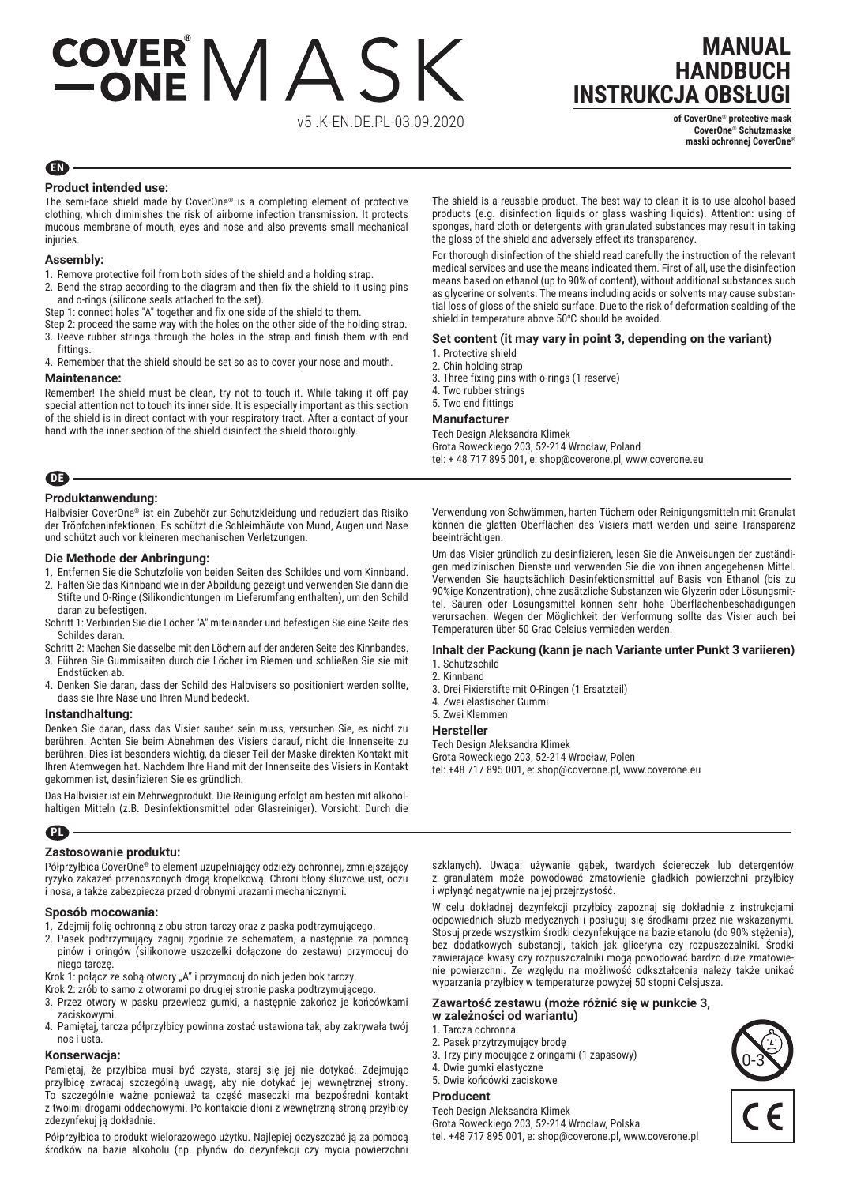# COVER ONE® MASK

v5 .K-EN.DE.PL-03.09.2020

# MANUAL
# HANDBUCH
# INSTRUKCJA OBSŁUGI

**of CoverOne® protective mask**
**CoverOne® Schutzmaske**
**maski ochronnej CoverOne®**

## EN

### Product intended use:

The semi-face shield made by CoverOne® is a completing element of protective clothing, which diminishes the risk of airborne infection transmission. It protects mucous membrane of mouth, eyes and nose and also prevents small mechanical injuries.

### Assembly:

1. Remove protective foil from both sides of the shield and a holding strap.
2. Bend the strap according to the diagram and then fix the shield to it using pins and o-rings (silicone seals attached to the set).

Step 1: connect holes "A" together and fix one side of the shield to them.

Step 2: proceed the same way with the holes on the other side of the holding strap.

3. Reeve rubber strings through the holes in the strap and finish them with end fittings.
4. Remember that the shield should be set so as to cover your nose and mouth.

### Maintenance:

Remember! The shield must be clean, try not to touch it. While taking it off pay special attention not to touch its inner side. It is especially important as this section of the shield is in direct contact with your respiratory tract. After a contact of your hand with the inner section of the shield disinfect the shield thoroughly.

The shield is a reusable product. The best way to clean it is to use alcohol based products (e.g. disinfection liquids or glass washing liquids). Attention: using of sponges, hard cloth or detergents with granulated substances may result in taking the gloss of the shield and adversely effect its transparency.

For thorough disinfection of the shield read carefully the instruction of the relevant medical services and use the means indicated them. First of all, use the disinfection means based on ethanol (up to 90% of content), without additional substances such as glycerine or solvents. The means including acids or solvents may cause substantial loss of gloss of the shield surface. Due to the risk of deformation scalding of the shield in temperature above 50°C should be avoided.

### Set content (it may vary in point 3, depending on the variant)

1. Protective shield
2. Chin holding strap
3. Three fixing pins with o-rings (1 reserve)
4. Two rubber strings
5. Two end fittings

### Manufacturer

Tech Design Aleksandra Klimek
Grota Roweckiego 203, 52-214 Wrocław, Poland
tel: + 48 717 895 001, e: shop@coverone.pl, www.coverone.eu

## DE

### Produktanwendung:

Halbvisier CoverOne® ist ein Zubehör zur Schutzkleidung und reduziert das Risiko der Tröpfcheninfektionen. Es schützt die Schleimhäute von Mund, Augen und Nase und schützt auch vor kleineren mechanischen Verletzungen.

### Die Methode der Anbringung:

1. Entfernen Sie die Schutzfolie von beiden Seiten des Schildes und vom Kinnband.
2. Falten Sie das Kinnband wie in der Abbildung gezeigt und verwenden Sie dann die Stifte und O-Ringe (Silikondichtungen im Lieferumfang enthalten), um den Schild daran zu befestigen.

Schritt 1: Verbinden Sie die Löcher "A" miteinander und befestigen Sie eine Seite des Schildes daran.

Schritt 2: Machen Sie dasselbe mit den Löchern auf der anderen Seite des Kinnbandes.

3. Führen Sie Gummisaiten durch die Löcher im Riemen und schließen Sie sie mit Endstücken ab.
4. Denken Sie daran, dass der Schild des Halbvisers so positioniert werden sollte, dass sie Ihre Nase und Ihren Mund bedeckt.

### Instandhaltung:

Denken Sie daran, dass das Visier sauber sein muss, versuchen Sie, es nicht zu berühren. Achten Sie beim Abnehmen des Visiers darauf, nicht die Innenseite zu berühren. Dies ist besonders wichtig, da dieser Teil der Maske direkten Kontakt mit Ihren Atemwegen hat. Nachdem Ihre Hand mit der Innenseite des Visiers in Kontakt gekommen ist, desinfizieren Sie es gründlich.

Das Halbvisier ist ein Mehrwegprodukt. Die Reinigung erfolgt am besten mit alkoholhaltigen Mitteln (z.B. Desinfektionsmittel oder Glasreiniger). Vorsicht: Durch die Verwendung von Schwämmen, harten Tüchern oder Reinigungsmitteln mit Granulat können die glatten Oberflächen des Visiers matt werden und seine Transparenz beeinträchtigen.

Um das Visier gründlich zu desinfizieren, lesen Sie die Anweisungen der zuständigen medizinischen Dienste und verwenden Sie die von ihnen angegebenen Mittel. Verwenden Sie hauptsächlich Desinfektionsmittel auf Basis von Ethanol (bis zu 90%ige Konzentration), ohne zusätzliche Substanzen wie Glyzerin oder Lösungsmittel. Säuren oder Lösungsmittel können sehr hohe Oberflächenbeschädigungen verursachen. Wegen der Möglichkeit der Verformung sollte das Visier auch bei Temperaturen über 50 Grad Celsius vermieden werden.

### Inhalt der Packung (kann je nach Variante unter Punkt 3 variieren)

1. Schutzschild
2. Kinnband
3. Drei Fixierstifte mit O-Ringen (1 Ersatzteil)
4. Zwei elastischer Gummi
5. Zwei Klemmen

### Hersteller

Tech Design Aleksandra Klimek
Grota Roweckiego 203, 52-214 Wrocław, Polen
tel: +48 717 895 001, e: shop@coverone.pl, www.coverone.eu

## PL

### Zastosowanie produktu:

Półprzyłbica CoverOne® to element uzupełniający odzieży ochronnej, zmniejszający ryzyko zakażeń przenoszonych drogą kropelkową. Chroni błony śluzowe ust, oczu i nosa, a także zabezpiecza przed drobnymi urazami mechanicznymi.

### Sposób mocowania:

1. Zdejmij folię ochronną z obu stron tarczy oraz z paska podtrzymującego.
2. Pasek podtrzymujący zagnij zgodnie ze schematem, a następnie za pomocą pinów i oringów (silikonowe uszczelki dołączone do zestawu) przymocuj do niego tarczę.

Krok 1: połącz ze sobą otwory „A" i przymocuj do nich jeden bok tarczy.

Krok 2: zrób to samo z otworami po drugiej stronie paska podtrzymującego.

3. Przez otwory w pasku przewlecz gumki, a następnie zakończ je końcówkami zaciskowymi.
4. Pamiętaj, tarcza półprzyłbicy powinna zostać ustawiona tak, aby zakrywała twój nos i usta.

### Konserwacja:

Pamiętaj, że przyłbica musi być czysta, staraj się jej nie dotykać. Zdejmując przyłbicę zwracaj szczególną uwagę, aby nie dotykać jej wewnętrznej strony. To szczególnie ważne ponieważ ta część maseczki ma bezpośredni kontakt z twoimi drogami oddechowymi. Po kontakcie dłoni z wewnętrzną stroną przyłbicy zdezynfekuj ją dokładnie.

Półprzyłbica to produkt wielorazowego użytku. Najlepiej oczyszczać ją za pomocą środków na bazie alkoholu (np. płynów do dezynfekcji czy mycia powierzchni szklanych). Uwaga: używanie gąbek, twardych ściereczek lub detergentów z granulatem może powodować zmatowienie gładkich powierzchni przyłbicy i wpłynąć negatywnie na jej przejrzystość.

W celu dokładnej dezynfekcji przyłbicy zapoznaj się dokładnie z instrukcjami odpowiednich służb medycznych i posługuj się środkami przez nie wskazanymi. Stosuj przede wszystkim środki dezynfekujące na bazie etanolu (do 90% stężenia), bez dodatkowych substancji, takich jak gliceryna czy rozpuszczalniki. Środki zawierające kwasy czy rozpuszczalniki mogą powodować bardzo duże zmatowienie powierzchni. Ze względu na możliwość odkształcenia należy także unikać wyparzania przyłbicy w temperaturze powyżej 50 stopni Celsjusza.

### Zawartość zestawu (może różnić się w punkcie 3, w zależności od wariantu)

1. Tarcza ochronna
2. Pasek przytrzymujący brodę
3. Trzy piny mocujące z oringami (1 zapasowy)
4. Dwie gumki elastyczne
5. Dwie końcówki zaciskowe

### Producent

Tech Design Aleksandra Klimek
Grota Roweckiego 203, 52-214 Wrocław, Polska
tel. +48 717 895 001, e: shop@coverone.pl, www.coverone.pl

0-3

CE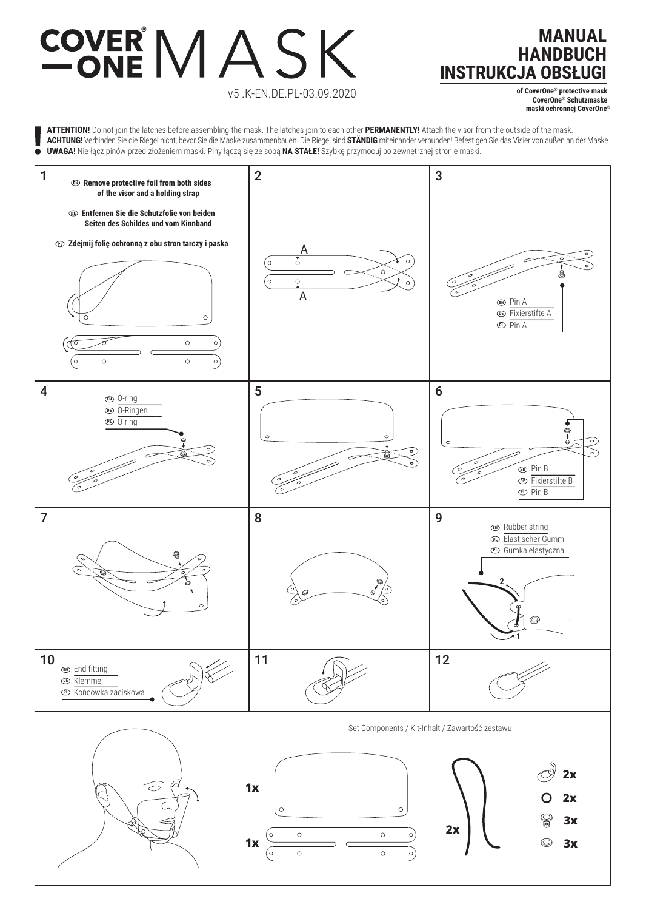# COVER ONE® MASK

v5 .K-EN.DE.PL-03.09.2020

## MANUAL
## HANDBUCH
## INSTRUKCJA OBSŁUGI

of CoverOne® protective mask
CoverOne® Schutzmaske
maski ochronnej CoverOne®

**ATTENTION!** Do not join the latches before assembling the mask. The latches join to each other **PERMANENTLY!** Attach the visor from the outside of the mask.
**ACHTUNG!** Verbinden Sie die Riegel nicht, bevor Sie die Maske zusammenbauen. Die Riegel sind **STÄNDIG** miteinander verbunden! Befestigen Sie das Visier von außen an der Maske.
**UWAGA!** Nie łącz pinów przed złożeniem maski. Piny łączą się ze sobą **NA STAŁE!** Szybkę przymocuj po zewnętrznej stronie maski.

**1**

EN **Remove protective foil from both sides of the visor and a holding strap**

DE **Entfernen Sie die Schutzfolie von beiden Seiten des Schildes und vom Kinnband**

PL **Zdejmij folię ochronną z obu stron tarczy i paska**

**2**

A

A

**3**

EN Pin A
DE Fixierstifte A
PL Pin A

**4**

EN O-ring
DE O-Ringen
PL O-ring

**5**

**6**

EN Pin B
DE Fixierstifte B
PL Pin B

**7**

**8**

**9**

EN Rubber string
DE Elastischer Gummi
PL Gumka elastyczna

2

1

**10**

EN End fitting
DE Klemme
PL Końcówka zaciskowa

**11**

**12**

Set Components / Kit-Inhalt / Zawartość zestawu

1x

1x

2x

2x

2x

3x

3x